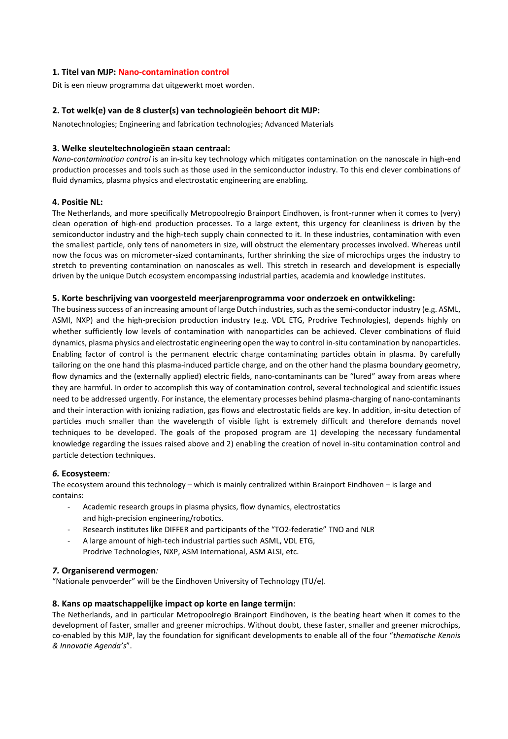### 1. Titel van MJP: Nano-contamination control

Dit is een nieuw programma dat uitgewerkt moet worden.

### 2. Tot welk(e) van de 8 cluster(s) van technologieën behoort dit MJP:

Nanotechnologies; Engineering and fabrication technologies; Advanced Materials

### 3. Welke sleuteltechnologieën staan centraal:

*Nano-contamination control* is an in-situ key technology which mitigates contamination on the nanoscale in high-end production processes and tools such as those used in the semiconductor industry. To this end clever combinations of fluid dynamics, plasma physics and electrostatic engineering are enabling.

### 4. Positie NL:

The Netherlands, and more specifically Metropoolregio Brainport Eindhoven, is front-runner when it comes to (very) clean operation of high-end production processes. To a large extent, this urgency for cleanliness is driven by the semiconductor industry and the high-tech supply chain connected to it. In these industries, contamination with even the smallest particle, only tens of nanometers in size, will obstruct the elementary processes involved. Whereas until now the focus was on micrometer-sized contaminants, further shrinking the size of microchips urges the industry to stretch to preventing contamination on nanoscales as well. This stretch in research and development is especially driven by the unique Dutch ecosystem encompassing industrial parties, academia and knowledge institutes.

### 5. Korte beschrijving van voorgesteld meerjarenprogramma voor onderzoek en ontwikkeling:

The business success of an increasing amount of large Dutch industries, such as the semi-conductor industry (e.g. ASML, ASMI, NXP) and the high-precision production industry (e.g. VDL ETG, Prodrive Technologies), depends highly on whether sufficiently low levels of contamination with nanoparticles can be achieved. Clever combinations of fluid dynamics, plasma physics and electrostatic engineering open the way to control in-situ contamination by nanoparticles. Enabling factor of control is the permanent electric charge contaminating particles obtain in plasma. By carefully tailoring on the one hand this plasma-induced particle charge, and on the other hand the plasma boundary geometry, flow dynamics and the (externally applied) electric fields, nano-contaminants can be "lured" away from areas where they are harmful. In order to accomplish this way of contamination control, several technological and scientific issues need to be addressed urgently. For instance, the elementary processes behind plasma-charging of nano-contaminants and their interaction with ionizing radiation, gas flows and electrostatic fields are key. In addition, in-situ detection of particles much smaller than the wavelength of visible light is extremely difficult and therefore demands novel techniques to be developed. The goals of the proposed program are 1) developing the necessary fundamental knowledge regarding the issues raised above and 2) enabling the creation of novel in-situ contamination control and particle detection techniques.

### *6.* Ecosysteem*:*

The ecosystem around this technology – which is mainly centralized within Brainport Eindhoven – is large and contains:

- Academic research groups in plasma physics, flow dynamics, electrostatics and high-precision engineering/robotics.
- Research institutes like DIFFER and participants of the "TO2-federatie" TNO and NLR
- A large amount of high-tech industrial parties such ASML, VDL ETG, Prodrive Technologies, NXP, ASM International, ASM ALSI, etc.

### *7.* Organiserend vermogen*:*

"Nationale penvoerder" will be the Eindhoven University of Technology (TU/e).

### 8. Kans op maatschappelijke impact op korte en lange termijn:

The Netherlands, and in particular Metropoolregio Brainport Eindhoven, is the beating heart when it comes to the development of faster, smaller and greener microchips. Without doubt, these faster, smaller and greener microchips, co-enabled by this MJP, lay the foundation for significant developments to enable all of the four "*thematische Kennis & Innovatie Agenda's*".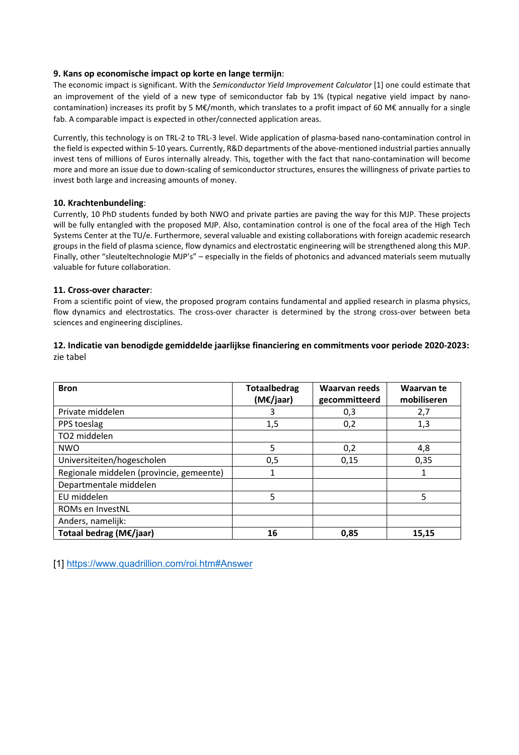**9. Kans op economische impact op korte en lange termijn**:

The economic impact is significant. With the *Semiconductor Yield Improvement Calculator* [1] one could estimate that an improvement of the yield of a new type of semiconductor fab by 1% (typical negative yield impact by nano-contamination) increases its profit by 5 M€/month, which translates to a profit impact of 60 M€ annually for a single fab. A comparable impact is expected in other/connected application areas.

Currently, this technology is on TRL-2 to TRL-3 level. Wide application of plasma-based nano-contamination control in the field is expected within 5-10 years. Currently, R&D departments of the above-mentioned industrial parties annually invest tens of millions of Euros internally already. This, together with the fact that nano-contamination will become more and more an issue due to down-scaling of semiconductor structures, ensures the willingness of private parties to invest both large and increasing amounts of money.

**10. Krachtenbundeling**:

Currently, 10 PhD students funded by both NWO and private parties are paving the way for this MJP. These projects will be fully entangled with the proposed MJP. Also, contamination control is one of the focal area of the High Tech Systems Center at the TU/e. Furthermore, several valuable and existing collaborations with foreign academic research groups in the field of plasma science, flow dynamics and electrostatic engineering will be strengthened along this MJP. Finally, other "sleuteltechnologie MJP's" – especially in the fields of photonics and advanced materials seem mutually valuable for future collaboration.

**11. Cross-over character**:

From a scientific point of view, the proposed program contains fundamental and applied research in plasma physics, flow dynamics and electrostatics. The cross-over character is determined by the strong cross-over between beta sciences and engineering disciplines.

**12. Indicatie van benodigde gemiddelde jaarlijkse financiering en commitments voor periode 2020-2023:**
zie tabel

| Bron | Totaalbedrag (M€/jaar) | Waarvan reeds gecommitteerd | Waarvan te mobiliseren |
|---|---|---|---|
| Private middelen | 3 | 0,3 | 2,7 |
| PPS toeslag | 1,5 | 0,2 | 1,3 |
| TO2 middelen | | | |
| NWO | 5 | 0,2 | 4,8 |
| Universiteiten/hogescholen | 0,5 | 0,15 | 0,35 |
| Regionale middelen (provincie, gemeente) | 1 | | 1 |
| Departmentale middelen | | | |
| EU middelen | 5 | | 5 |
| ROMs en InvestNL | | | |
| Anders, namelijk: | | | |
| **Totaal bedrag (M€/jaar)** | **16** | **0,85** | **15,15** |

[1] https://www.quadrillion.com/roi.htm#Answer